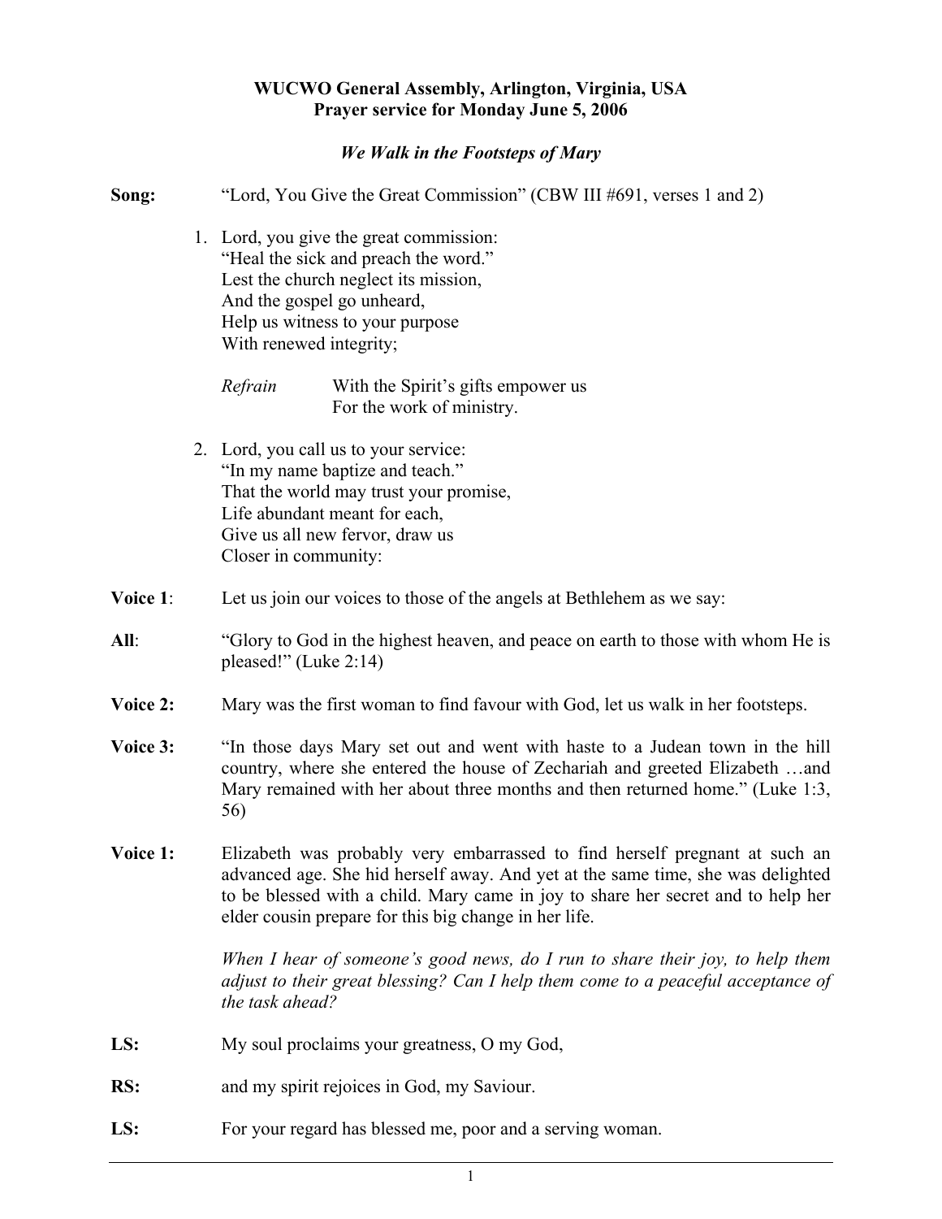**WUCWO General Assembly, Arlington, Virginia, USA**
**Prayer service for Monday June 5, 2006**

### *We Walk in the Footsteps of Mary*

**Song:** "Lord, You Give the Great Commission" (CBW III #691, verses 1 and 2)

1. Lord, you give the great commission:
   "Heal the sick and preach the word."
   Lest the church neglect its mission,
   And the gospel go unheard,
   Help us witness to your purpose
   With renewed integrity;

   *Refrain* With the Spirit's gifts empower us
   For the work of ministry.

2. Lord, you call us to your service:
   "In my name baptize and teach."
   That the world may trust your promise,
   Life abundant meant for each,
   Give us all new fervor, draw us
   Closer in community:

**Voice 1**: Let us join our voices to those of the angels at Bethlehem as we say:

**All**: "Glory to God in the highest heaven, and peace on earth to those with whom He is pleased!" (Luke 2:14)

**Voice 2:** Mary was the first woman to find favour with God, let us walk in her footsteps.

**Voice 3:** "In those days Mary set out and went with haste to a Judean town in the hill country, where she entered the house of Zechariah and greeted Elizabeth …and Mary remained with her about three months and then returned home." (Luke 1:3, 56)

**Voice 1:** Elizabeth was probably very embarrassed to find herself pregnant at such an advanced age. She hid herself away. And yet at the same time, she was delighted to be blessed with a child. Mary came in joy to share her secret and to help her elder cousin prepare for this big change in her life.

*When I hear of someone's good news, do I run to share their joy, to help them adjust to their great blessing? Can I help them come to a peaceful acceptance of the task ahead?*

**LS:** My soul proclaims your greatness, O my God,

**RS:** and my spirit rejoices in God, my Saviour.

**LS:** For your regard has blessed me, poor and a serving woman.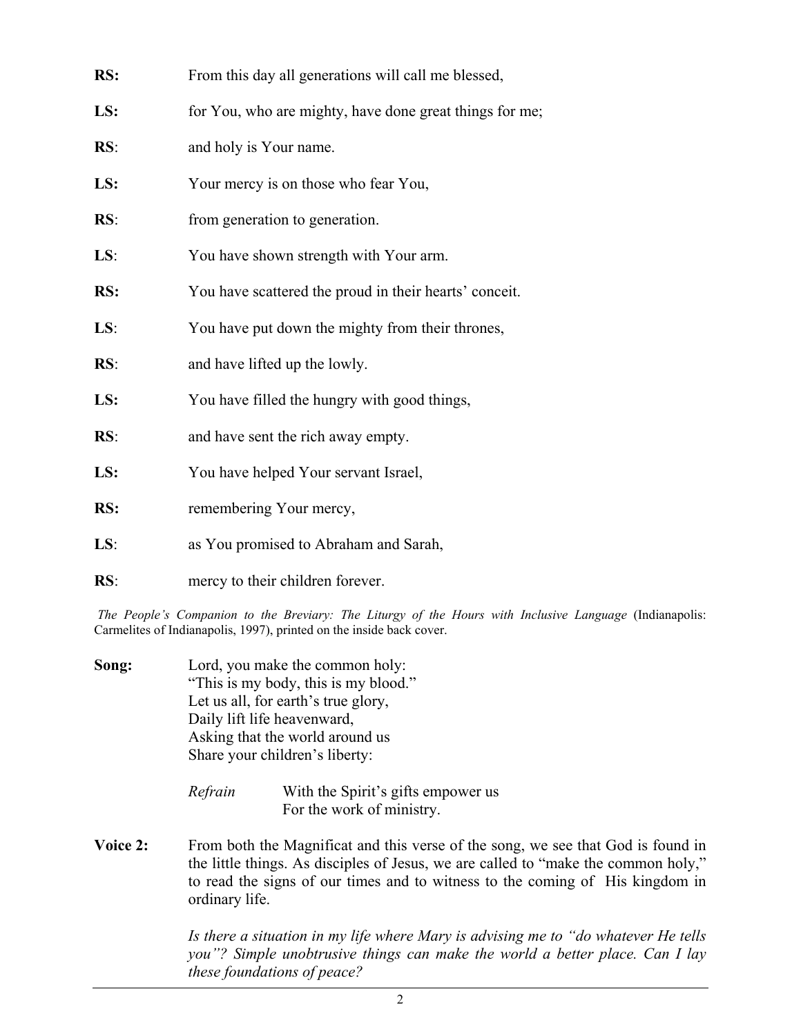**RS:** From this day all generations will call me blessed,

**LS:** for You, who are mighty, have done great things for me;

**RS**: and holy is Your name.

**LS:** Your mercy is on those who fear You,

**RS**: from generation to generation.

**LS**: You have shown strength with Your arm.

**RS:** You have scattered the proud in their hearts' conceit.

**LS**: You have put down the mighty from their thrones,

**RS**: and have lifted up the lowly.

**LS:** You have filled the hungry with good things,

**RS**: and have sent the rich away empty.

**LS:** You have helped Your servant Israel,

**RS:** remembering Your mercy,

**LS**: as You promised to Abraham and Sarah,

**RS**: mercy to their children forever.

*The People's Companion to the Breviary: The Liturgy of the Hours with Inclusive Language* (Indianapolis: Carmelites of Indianapolis, 1997), printed on the inside back cover.

**Song:** Lord, you make the common holy:
"This is my body, this is my blood."
Let us all, for earth's true glory,
Daily lift life heavenward,
Asking that the world around us
Share your children's liberty:

*Refrain* With the Spirit's gifts empower us
For the work of ministry.

**Voice 2:** From both the Magnificat and this verse of the song, we see that God is found in the little things. As disciples of Jesus, we are called to "make the common holy," to read the signs of our times and to witness to the coming of His kingdom in ordinary life.

*Is there a situation in my life where Mary is advising me to "do whatever He tells you"? Simple unobtrusive things can make the world a better place. Can I lay these foundations of peace?*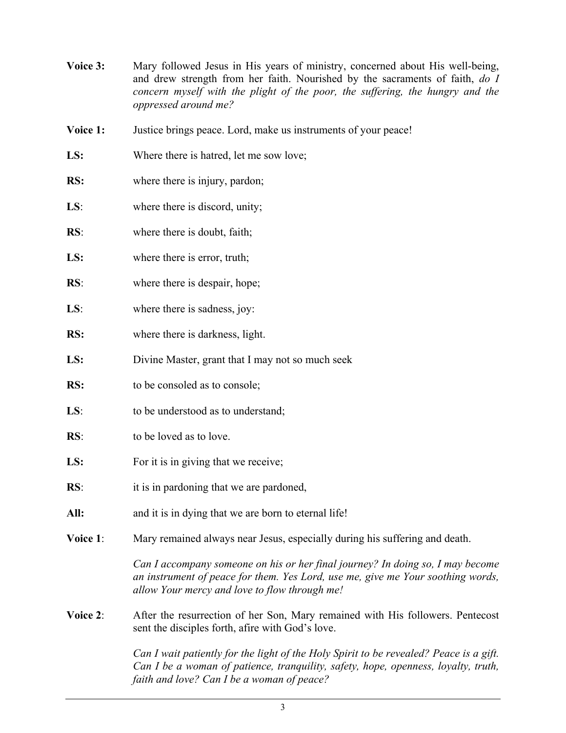**Voice 3:** Mary followed Jesus in His years of ministry, concerned about His well-being, and drew strength from her faith. Nourished by the sacraments of faith, *do I concern myself with the plight of the poor, the suffering, the hungry and the oppressed around me?*

**Voice 1:** Justice brings peace. Lord, make us instruments of your peace!

**LS:** Where there is hatred, let me sow love;

**RS:** where there is injury, pardon;

**LS**: where there is discord, unity;

**RS**: where there is doubt, faith;

**LS:** where there is error, truth;

**RS**: where there is despair, hope;

**LS**: where there is sadness, joy:

**RS:** where there is darkness, light.

**LS:** Divine Master, grant that I may not so much seek

**RS:** to be consoled as to console;

**LS**: to be understood as to understand;

**RS**: to be loved as to love.

**LS:** For it is in giving that we receive;

**RS**: it is in pardoning that we are pardoned,

**All:** and it is in dying that we are born to eternal life!

**Voice 1**: Mary remained always near Jesus, especially during his suffering and death.

*Can I accompany someone on his or her final journey? In doing so, I may become an instrument of peace for them. Yes Lord, use me, give me Your soothing words, allow Your mercy and love to flow through me!*

**Voice 2**: After the resurrection of her Son, Mary remained with His followers. Pentecost sent the disciples forth, afire with God's love.

*Can I wait patiently for the light of the Holy Spirit to be revealed? Peace is a gift. Can I be a woman of patience, tranquility, safety, hope, openness, loyalty, truth, faith and love? Can I be a woman of peace?*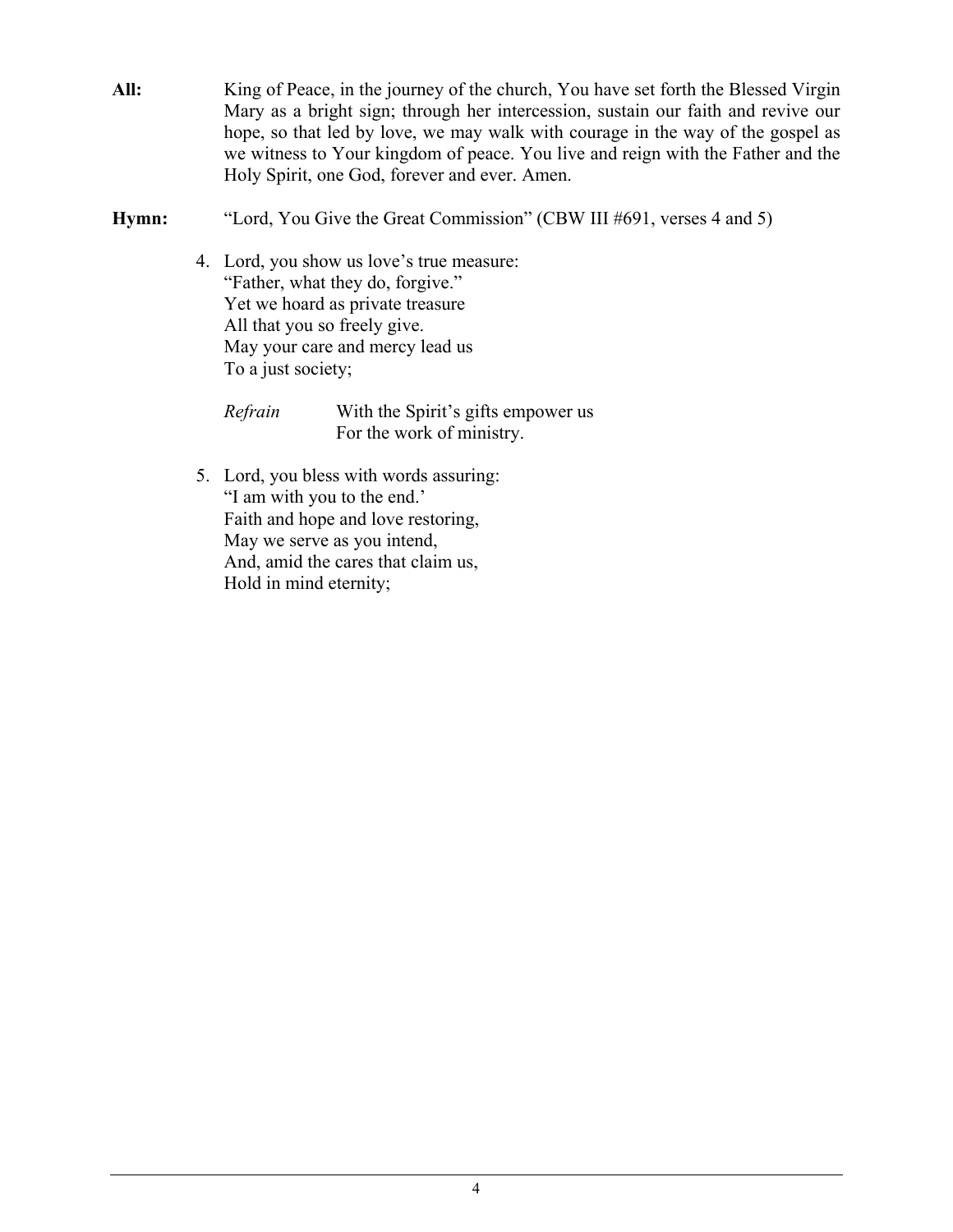**All:** King of Peace, in the journey of the church, You have set forth the Blessed Virgin Mary as a bright sign; through her intercession, sustain our faith and revive our hope, so that led by love, we may walk with courage in the way of the gospel as we witness to Your kingdom of peace. You live and reign with the Father and the Holy Spirit, one God, forever and ever. Amen.

**Hymn:** "Lord, You Give the Great Commission" (CBW III #691, verses 4 and 5)

4. Lord, you show us love's true measure:
   "Father, what they do, forgive."
   Yet we hoard as private treasure
   All that you so freely give.
   May your care and mercy lead us
   To a just society;

   *Refrain* With the Spirit's gifts empower us
   For the work of ministry.

5. Lord, you bless with words assuring:
   "I am with you to the end.'
   Faith and hope and love restoring,
   May we serve as you intend,
   And, amid the cares that claim us,
   Hold in mind eternity;